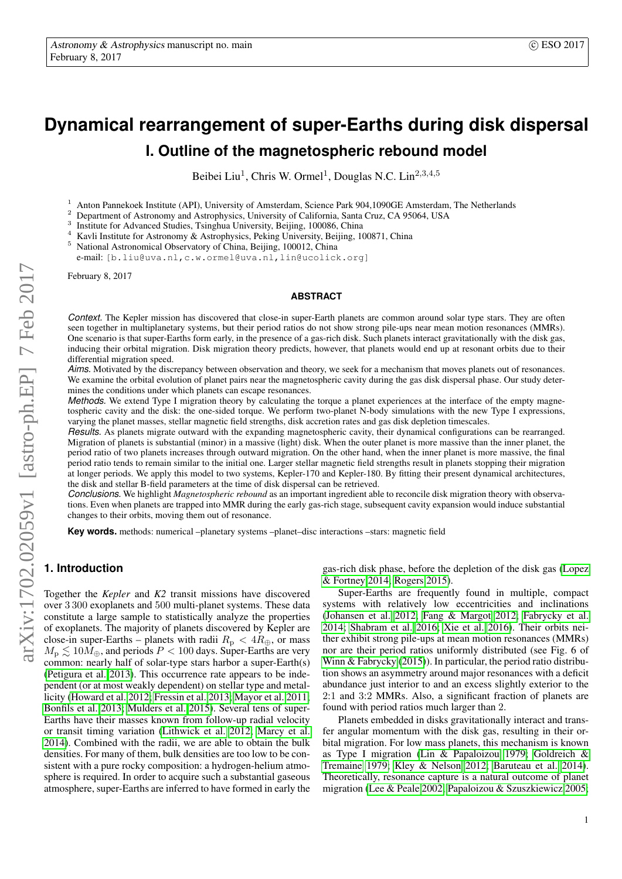# Dynamical rearrangement of super-Earths during disk dispersal

## I. Outline of the magnetospheric rebound model

Beibei Liu[1], Chris W. Ormel[1], Douglas N.C. Lin[2,3,4,5]

[1] Anton Pannekoek Institute (API), University of Amsterdam, Science Park 904,1090GE Amsterdam, The Netherlands
[2] Department of Astronomy and Astrophysics, University of California, Santa Cruz, CA 95064, USA
[3] Institute for Advanced Studies, Tsinghua University, Beijing, 100086, China
[4] Kavli Institute for Astronomy & Astrophysics, Peking University, Beijing, 100871, China
[5] National Astronomical Observatory of China, Beijing, 100012, China
e-mail: [b.liu@uva.nl,c.w.ormel@uva.nl,lin@ucolick.org]

February 8, 2017

### ABSTRACT

*Context.* The Kepler mission has discovered that close-in super-Earth planets are common around solar type stars. They are often seen together in multiplanetary systems, but their period ratios do not show strong pile-ups near mean motion resonances (MMRs). One scenario is that super-Earths form early, in the presence of a gas-rich disk. Such planets interact gravitationally with the disk gas, inducing their orbital migration. Disk migration theory predicts, however, that planets would end up at resonant orbits due to their differential migration speed.

*Aims.* Motivated by the discrepancy between observation and theory, we seek for a mechanism that moves planets out of resonances. We examine the orbital evolution of planet pairs near the magnetospheric cavity during the gas disk dispersal phase. Our study determines the conditions under which planets can escape resonances.

*Methods.* We extend Type I migration theory by calculating the torque a planet experiences at the interface of the empty magnetospheric cavity and the disk: the one-sided torque. We perform two-planet N-body simulations with the new Type I expressions, varying the planet masses, stellar magnetic field strengths, disk accretion rates and gas disk depletion timescales.

*Results.* As planets migrate outward with the expanding magnetospheric cavity, their dynamical configurations can be rearranged. Migration of planets is substantial (minor) in a massive (light) disk. When the outer planet is more massive than the inner planet, the period ratio of two planets increases through outward migration. On the other hand, when the inner planet is more massive, the final period ratio tends to remain similar to the initial one. Larger stellar magnetic field strengths result in planets stopping their migration at longer periods. We apply this model to two systems, Kepler-170 and Kepler-180. By fitting their present dynamical architectures, the disk and stellar B-field parameters at the time of disk dispersal can be retrieved.

*Conclusions.* We highlight *Magnetospheric rebound* as an important ingredient able to reconcile disk migration theory with observations. Even when planets are trapped into MMR during the early gas-rich stage, subsequent cavity expansion would induce substantial changes to their orbits, moving them out of resonance.

**Key words.** methods: numerical –planetary systems –planet–disc interactions –stars: magnetic field

## 1. Introduction

Together the *Kepler* and *K2* transit missions have discovered over 3 300 exoplanets and 500 multi-planet systems. These data constitute a large sample to statistically analyze the properties of exoplanets. The majority of planets discovered by Kepler are close-in super-Earths – planets with radii $R_{\rm p} < 4R_{\oplus}$, or mass $M_{\rm p} \lesssim 10M_{\oplus}$, and periods $P < 100$ days. Super-Earths are very common: nearly half of solar-type stars harbor a super-Earth(s) (Petigura et al. 2013). This occurrence rate appears to be independent (or at most weakly dependent) on stellar type and metallicity (Howard et al. 2012; Fressin et al. 2013; Mayor et al. 2011; Bonfils et al. 2013; Mulders et al. 2015). Several tens of super-Earths have their masses known from follow-up radial velocity or transit timing variation (Lithwick et al. 2012; Marcy et al. 2014). Combined with the radii, we are able to obtain the bulk densities. For many of them, bulk densities are too low to be consistent with a pure rocky composition: a hydrogen-helium atmosphere is required. In order to acquire such a substantial gaseous atmosphere, super-Earths are inferred to have formed in the early the gas-rich disk phase, before the depletion of the disk gas (Lopez & Fortney 2014; Rogers 2015).

Super-Earths are frequently found in multiple, compact systems with relatively low eccentricities and inclinations (Johansen et al. 2012; Fang & Margot 2012; Fabrycky et al. 2014; Shabram et al. 2016; Xie et al. 2016). Their orbits neither exhibit strong pile-ups at mean motion resonances (MMRs) nor are their period ratios uniformly distributed (see Fig. 6 of Winn & Fabrycky (2015)). In particular, the period ratio distribution shows an asymmetry around major resonances with a deficit abundance just interior to and an excess slightly exterior to the 2:1 and 3:2 MMRs. Also, a significant fraction of planets are found with period ratios much larger than 2.

Planets embedded in disks gravitationally interact and transfer angular momentum with the disk gas, resulting in their orbital migration. For low mass planets, this mechanism is known as Type I migration (Lin & Papaloizou 1979; Goldreich & Tremaine 1979; Kley & Nelson 2012; Baruteau et al. 2014). Theoretically, resonance capture is a natural outcome of planet migration (Lee & Peale 2002; Papaloizou & Szuszkiewicz 2005;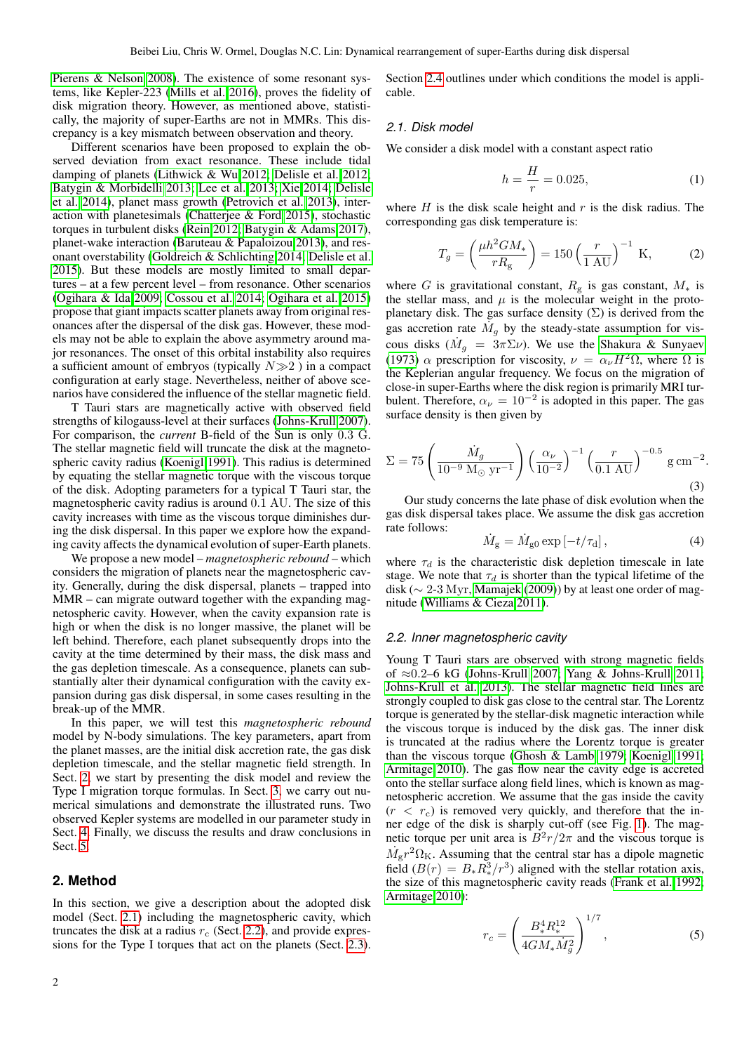Pierens & Nelson 2008). The existence of some resonant systems, like Kepler-223 (Mills et al. 2016), proves the fidelity of disk migration theory. However, as mentioned above, statistically, the majority of super-Earths are not in MMRs. This discrepancy is a key mismatch between observation and theory.

Different scenarios have been proposed to explain the observed deviation from exact resonance. These include tidal damping of planets (Lithwick & Wu 2012; Delisle et al. 2012; Batygin & Morbidelli 2013; Lee et al. 2013; Xie 2014; Delisle et al. 2014), planet mass growth (Petrovich et al. 2013), interaction with planetesimals (Chatterjee & Ford 2015), stochastic torques in turbulent disks (Rein 2012; Batygin & Adams 2017), planet-wake interaction (Baruteau & Papaloizou 2013), and resonant overstability (Goldreich & Schlichting 2014; Delisle et al. 2015). But these models are mostly limited to small departures – at a few percent level – from resonance. Other scenarios (Ogihara & Ida 2009; Cossou et al. 2014; Ogihara et al. 2015) propose that giant impacts scatter planets away from original resonances after the dispersal of the disk gas. However, these models may not be able to explain the above asymmetry around major resonances. The onset of this orbital instability also requires a sufficient amount of embryos (typically $N \gg 2$ ) in a compact configuration at early stage. Nevertheless, neither of above scenarios have considered the influence of the stellar magnetic field.

T Tauri stars are magnetically active with observed field strengths of kilogauss-level at their surfaces (Johns-Krull 2007). For comparison, the *current* B-field of the Sun is only 0.3 G. The stellar magnetic field will truncate the disk at the magnetospheric cavity radius (Koenigl 1991). This radius is determined by equating the stellar magnetic torque with the viscous torque of the disk. Adopting parameters for a typical T Tauri star, the magnetospheric cavity radius is around 0.1 AU. The size of this cavity increases with time as the viscous torque diminishes during the disk dispersal. In this paper we explore how the expanding cavity affects the dynamical evolution of super-Earth planets.

We propose a new model – *magnetospheric rebound* – which considers the migration of planets near the magnetospheric cavity. Generally, during the disk dispersal, planets – trapped into MMR – can migrate outward together with the expanding magnetospheric cavity. However, when the cavity expansion rate is high or when the disk is no longer massive, the planet will be left behind. Therefore, each planet subsequently drops into the cavity at the time determined by their mass, the disk mass and the gas depletion timescale. As a consequence, planets can substantially alter their dynamical configuration with the cavity expansion during gas disk dispersal, in some cases resulting in the break-up of the MMR.

In this paper, we will test this *magnetospheric rebound* model by N-body simulations. The key parameters, apart from the planet masses, are the initial disk accretion rate, the gas disk depletion timescale, and the stellar magnetic field strength. In Sect. 2, we start by presenting the disk model and review the Type I migration torque formulas. In Sect. 3, we carry out numerical simulations and demonstrate the illustrated runs. Two observed Kepler systems are modelled in our parameter study in Sect. 4. Finally, we discuss the results and draw conclusions in Sect. 5.

## 2. Method

In this section, we give a description about the adopted disk model (Sect. 2.1) including the magnetospheric cavity, which truncates the disk at a radius $r_c$ (Sect. 2.2), and provide expressions for the Type I torques that act on the planets (Sect. 2.3). Section 2.4 outlines under which conditions the model is applicable.

### 2.1. Disk model

We consider a disk model with a constant aspect ratio

$$h = \frac{H}{r} = 0.025, \tag{1}$$

where $H$ is the disk scale height and $r$ is the disk radius. The corresponding gas disk temperature is:

$$T_g = \left( \frac{\mu h^2 G M_*}{r R_g} \right) = 150 \left( \frac{r}{1\,\mathrm{AU}} \right)^{-1} \mathrm{K}, \tag{2}$$

where $G$ is gravitational constant, $R_g$ is gas constant, $M_*$ is the stellar mass, and $\mu$ is the molecular weight in the protoplanetary disk. The gas surface density ($\Sigma$) is derived from the gas accretion rate $\dot{M}_g$ by the steady-state assumption for viscous disks ($\dot{M}_g = 3\pi\Sigma\nu$). We use the Shakura & Sunyaev (1973) $\alpha$ prescription for viscosity, $\nu = \alpha_\nu H^2 \Omega$, where $\Omega$ is the Keplerian angular frequency. We focus on the migration of close-in super-Earths where the disk region is primarily MRI turbulent. Therefore, $\alpha_\nu = 10^{-2}$ is adopted in this paper. The gas surface density is then given by

$$\Sigma = 75 \left( \frac{\dot{M}_g}{10^{-9}\,\mathrm{M_\odot\,yr^{-1}}} \right) \left( \frac{\alpha_\nu}{10^{-2}} \right)^{-1} \left( \frac{r}{0.1\,\mathrm{AU}} \right)^{-0.5} \mathrm{g\,cm^{-2}}. \tag{3}$$

Our study concerns the late phase of disk evolution when the gas disk dispersal takes place. We assume the disk gas accretion rate follows:

$$\dot{M}_g = \dot{M}_{g0} \exp\left[-t/\tau_d\right], \tag{4}$$

where $\tau_d$ is the characteristic disk depletion timescale in late stage. We note that $\tau_d$ is shorter than the typical lifetime of the disk ($\sim$ 2-3 Myr, Mamajek (2009)) by at least one order of magnitude (Williams & Cieza 2011).

### 2.2. Inner magnetospheric cavity

Young T Tauri stars are observed with strong magnetic fields of $\approx$0.2–6 kG (Johns-Krull 2007; Yang & Johns-Krull 2011; Johns-Krull et al. 2013). The stellar magnetic field lines are strongly coupled to disk gas close to the central star. The Lorentz torque is generated by the stellar-disk magnetic interaction while the viscous torque is induced by the disk gas. The inner disk is truncated at the radius where the Lorentz torque is greater than the viscous torque (Ghosh & Lamb 1979; Koenigl 1991; Armitage 2010). The gas flow near the cavity edge is accreted onto the stellar surface along field lines, which is known as magnetospheric accretion. We assume that the gas inside the cavity ($r < r_c$) is removed very quickly, and therefore that the inner edge of the disk is sharply cut-off (see Fig. 1). The magnetic torque per unit area is $B^2 r/2\pi$ and the viscous torque is $\dot{M}_g r^2 \Omega_K$. Assuming that the central star has a dipole magnetic field ($B(r) = B_* R_*^3/r^3$) aligned with the stellar rotation axis, the size of this magnetospheric cavity reads (Frank et al. 1992; Armitage 2010):

$$r_c = \left( \frac{B_*^4 R_*^{12}}{4 G M_* \dot{M}_g^2} \right)^{1/7}, \tag{5}$$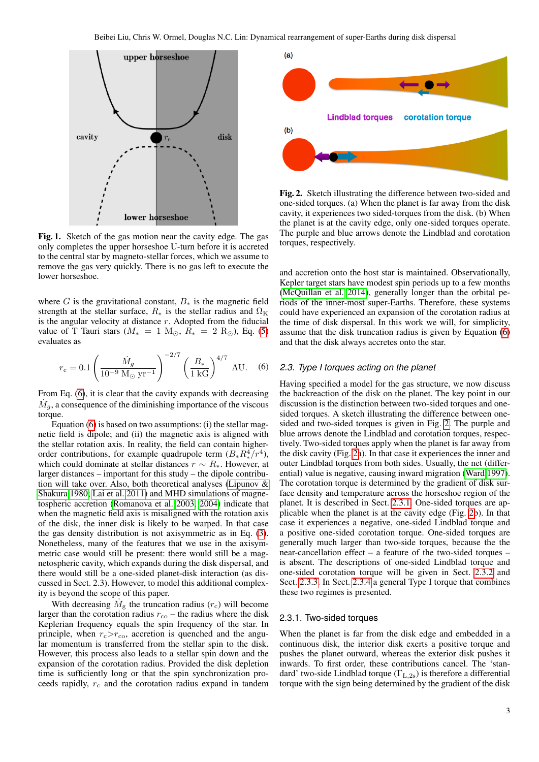**Fig. 1.** Sketch of the gas motion near the cavity edge. The gas only completes the upper horseshoe U-turn before it is accreted to the central star by magneto-stellar forces, which we assume to remove the gas very quickly. There is no gas left to execute the lower horseshoe.

where $G$ is the gravitational constant, $B_*$ is the magnetic field strength at the stellar surface, $R_*$ is the stellar radius and $\Omega_{\rm K}$ is the angular velocity at distance $r$. Adopted from the fiducial value of T Tauri stars ($M_* = 1\ {\rm M}_\odot$, $R_* = 2\ {\rm R}_\odot$), Eq. (5) evaluates as

$$r_{\rm c} = 0.1 \left( \frac{\dot{M}_g}{10^{-9}\ {\rm M}_\odot\ {\rm yr}^{-1}} \right)^{-2/7} \left( \frac{B_*}{1\ {\rm kG}} \right)^{4/7} {\rm AU}. \quad (6)$$

From Eq. (6), it is clear that the cavity expands with decreasing $\dot{M}_g$, a consequence of the diminishing importance of the viscous torque.

Equation (6) is based on two assumptions: (i) the stellar magnetic field is dipole; and (ii) the magnetic axis is aligned with the stellar rotation axis. In reality, the field can contain higher-order contributions, for example quadrupole term ($B_* R_*^4/r^4$), which could dominate at stellar distances $r \sim R_*$. However, at larger distances – important for this study – the dipole contribution will take over. Also, both theoretical analyses (Lipunov & Shakura 1980; Lai et al. 2011) and MHD simulations of magnetospheric accretion (Romanova et al. 2003, 2004) indicate that when the magnetic field axis is misaligned with the rotation axis of the disk, the inner disk is likely to be warped. In that case the gas density distribution is not axisymmetric as in Eq. (3). Nonetheless, many of the features that we use in the axisymmetric case would still be present: there would still be a magnetospheric cavity, which expands during the disk dispersal, and there would still be a one-sided planet-disk interaction (as discussed in Sect. 2.3). However, to model this additional complexity is beyond the scope of this paper.

With decreasing $\dot{M}_{\rm g}$ the truncation radius ($r_{\rm c}$) will become larger than the corotation radius $r_{\rm co}$ – the radius where the disk Keplerian frequency equals the spin frequency of the star. In principle, when $r_{\rm c} > r_{\rm co}$, accretion is quenched and the angular momentum is transferred from the stellar spin to the disk. However, this process also leads to a stellar spin down and the expansion of the corotation radius. Provided the disk depletion time is sufficiently long or that the spin synchronization proceeds rapidly, $r_{\rm c}$ and the corotation radius expand in tandem and accretion onto the host star is maintained. Observationally, Kepler target stars have modest spin periods up to a few months (McQuillan et al. 2014), generally longer than the orbital periods of the inner-most super-Earths. Therefore, these systems could have experienced an expansion of the corotation radius at the time of disk dispersal. In this work we will, for simplicity, assume that the disk truncation radius is given by Equation (6) and that the disk always accretes onto the star.

**Fig. 2.** Sketch illustrating the difference between two-sided and one-sided torques. (a) When the planet is far away from the disk cavity, it experiences two sided-torques from the disk. (b) When the planet is at the cavity edge, only one-sided torques operate. The purple and blue arrows denote the Lindblad and corotation torques, respectively.

### 2.3. Type I torques acting on the planet

Having specified a model for the gas structure, we now discuss the backreaction of the disk on the planet. The key point in our discussion is the distinction between two-sided torques and one-sided torques. A sketch illustrating the difference between one-sided and two-sided torques is given in Fig. 2. The purple and blue arrows denote the Lindblad and corotation torques, respectively. Two-sided torques apply when the planet is far away from the disk cavity (Fig. 2a). In that case it experiences the inner and outer Lindblad torques from both sides. Usually, the net (differential) value is negative, causing inward migration (Ward 1997). The corotation torque is determined by the gradient of disk surface density and temperature across the horseshoe region of the planet. It is described in Sect. 2.3.1. One-sided torques are applicable when the planet is at the cavity edge (Fig. 2b). In that case it experiences a negative, one-sided Lindblad torque and a positive one-sided corotation torque. One-sided torques are generally much larger than two-side torques, because the the near-cancellation effect – a feature of the two-sided torques – is absent. The descriptions of one-sided Lindblad torque and one-sided corotation torque will be given in Sect. 2.3.2 and Sect. 2.3.3. In Sect. 2.3.4 a general Type I torque that combines these two regimes is presented.

#### 2.3.1. Two-sided torques

When the planet is far from the disk edge and embedded in a continuous disk, the interior disk exerts a positive torque and pushes the planet outward, whereas the exterior disk pushes it inwards. To first order, these contributions cancel. The 'standard' two-side Lindblad torque ($\Gamma_{\rm L,2s}$) is therefore a differential torque with the sign being determined by the gradient of the disk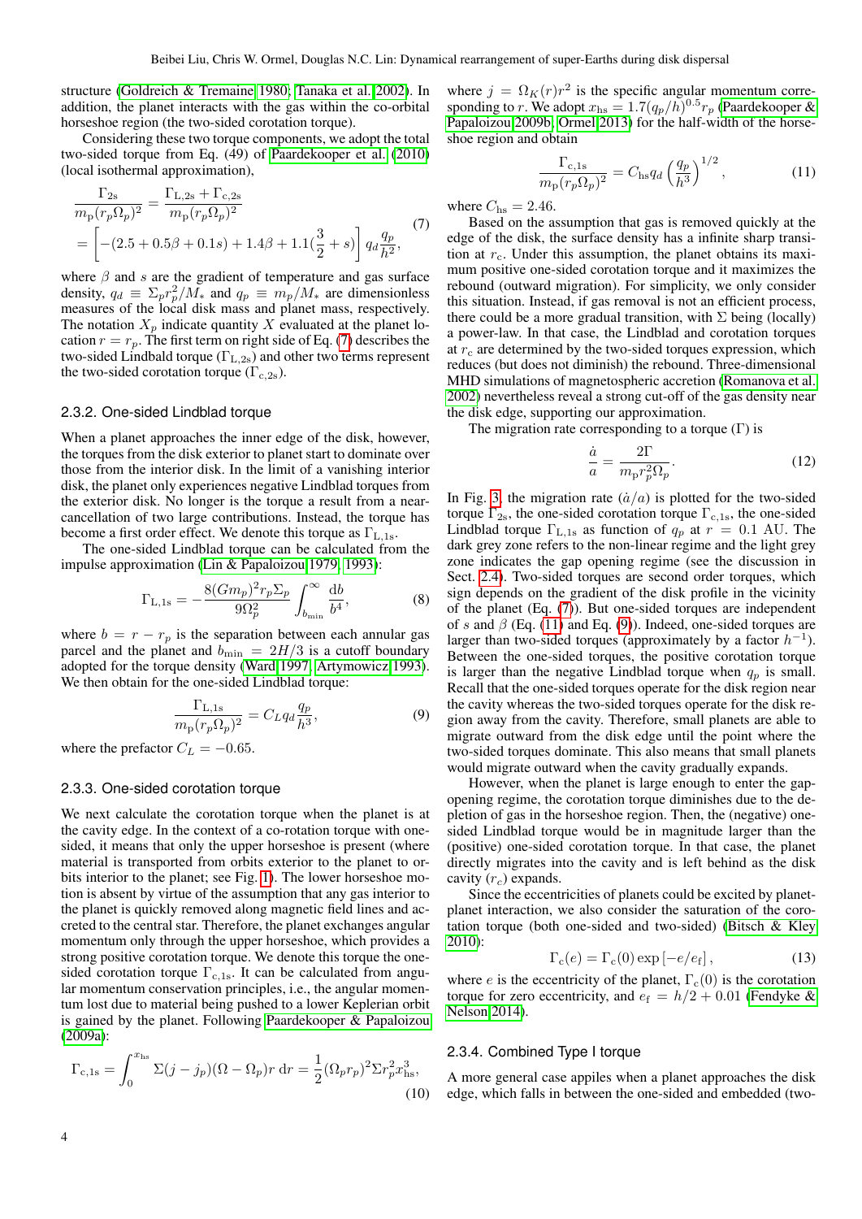structure (Goldreich & Tremaine 1980; Tanaka et al. 2002). In addition, the planet interacts with the gas within the co-orbital horseshoe region (the two-sided corotation torque).

Considering these two torque components, we adopt the total two-sided torque from Eq. (49) of Paardekooper et al. (2010) (local isothermal approximation),

$$\frac{\Gamma_{2s}}{m_p(r_p\Omega_p)^2} = \frac{\Gamma_{L,2s} + \Gamma_{c,2s}}{m_p(r_p\Omega_p)^2} = \left[-(2.5 + 0.5\beta + 0.1s) + 1.4\beta + 1.1(\frac{3}{2} + s)\right] q_d \frac{q_p}{h^2}, \quad (7)$$

where $\beta$ and $s$ are the gradient of temperature and gas surface density, $q_d \equiv \Sigma_p r_p^2/M_*$ and $q_p \equiv m_p/M_*$ are dimensionless measures of the local disk mass and planet mass, respectively. The notation $X_p$ indicate quantity $X$ evaluated at the planet location $r = r_p$. The first term on right side of Eq. (7) describes the two-sided Lindblad torque ($\Gamma_{L,2s}$) and other two terms represent the two-sided corotation torque ($\Gamma_{c,2s}$).

### 2.3.2. One-sided Lindblad torque

When a planet approaches the inner edge of the disk, however, the torques from the disk exterior to planet start to dominate over those from the interior disk. In the limit of a vanishing interior disk, the planet only experiences negative Lindblad torques from the exterior disk. No longer is the torque a result from a near-cancellation of two large contributions. Instead, the torque has become a first order effect. We denote this torque as $\Gamma_{L,1s}$.

The one-sided Lindblad torque can be calculated from the impulse approximation (Lin & Papaloizou 1979, 1993):

$$\Gamma_{L,1s} = -\frac{8(Gm_p)^2 r_p \Sigma_p}{9\Omega_p^2} \int_{b_{\min}}^{\infty} \frac{db}{b^4}, \quad (8)$$

where $b = r - r_p$ is the separation between each annular gas parcel and the planet and $b_{\min} = 2H/3$ is a cutoff boundary adopted for the torque density (Ward 1997; Artymowicz 1993). We then obtain for the one-sided Lindblad torque:

$$\frac{\Gamma_{L,1s}}{m_p(r_p\Omega_p)^2} = C_L q_d \frac{q_p}{h^3}, \quad (9)$$

where the prefactor $C_L = -0.65$.

### 2.3.3. One-sided corotation torque

We next calculate the corotation torque when the planet is at the cavity edge. In the context of a co-rotation torque with one-sided, it means that only the upper horseshoe is present (where material is transported from orbits exterior to the planet to orbits interior to the planet; see Fig. 1). The lower horseshoe motion is absent by virtue of the assumption that any gas interior to the planet is quickly removed along magnetic field lines and accreted to the central star. Therefore, the planet exchanges angular momentum only through the upper horseshoe, which provides a strong positive corotation torque. We denote this torque the one-sided corotation torque $\Gamma_{c,1s}$. It can be calculated from angular momentum conservation principles, i.e., the angular momentum lost due to material being pushed to a lower Keplerian orbit is gained by the planet. Following Paardekooper & Papaloizou (2009a):

$$\Gamma_{c,1s} = \int_0^{x_{hs}} \Sigma(j - j_p)(\Omega - \Omega_p) r \, dr = \frac{1}{2}(\Omega_p r_p)^2 \Sigma r_p^2 x_{hs}^3, \quad (10)$$

where $j = \Omega_K(r)r^2$ is the specific angular momentum corresponding to $r$. We adopt $x_{hs} = 1.7(q_p/h)^{0.5} r_p$ (Paardekooper & Papaloizou 2009b; Ormel 2013) for the half-width of the horseshoe region and obtain

$$\frac{\Gamma_{c,1s}}{m_p(r_p\Omega_p)^2} = C_{hs} q_d \left(\frac{q_p}{h^3}\right)^{1/2}, \quad (11)$$

where $C_{hs} = 2.46$.

Based on the assumption that gas is removed quickly at the edge of the disk, the surface density has a infinite sharp transition at $r_c$. Under this assumption, the planet obtains its maximum positive one-sided corotation torque and it maximizes the rebound (outward migration). For simplicity, we only consider this situation. Instead, if gas removal is not an efficient process, there could be a more gradual transition, with $\Sigma$ being (locally) a power-law. In that case, the Lindblad and corotation torques at $r_c$ are determined by the two-sided torques expression, which reduces (but does not diminish) the rebound. Three-dimensional MHD simulations of magnetospheric accretion (Romanova et al. 2002) nevertheless reveal a strong cut-off of the gas density near the disk edge, supporting our approximation.

The migration rate corresponding to a torque ($\Gamma$) is

$$\frac{\dot{a}}{a} = \frac{2\Gamma}{m_p r_p^2 \Omega_p}. \quad (12)$$

In Fig. 3, the migration rate ($\dot{a}/a$) is plotted for the two-sided torque $\Gamma_{2s}$, the one-sided corotation torque $\Gamma_{c,1s}$, the one-sided Lindblad torque $\Gamma_{L,1s}$ as function of $q_p$ at $r = 0.1$ AU. The dark grey zone refers to the non-linear regime and the light grey zone indicates the gap opening regime (see the discussion in Sect. 2.4). Two-sided torques are second order torques, which sign depends on the gradient of the disk profile in the vicinity of the planet (Eq. (7)). But one-sided torques are independent of $s$ and $\beta$ (Eq. (11) and Eq. (9)). Indeed, one-sided torques are larger than two-sided torques (approximately by a factor $h^{-1}$). Between the one-sided torques, the positive corotation torque is larger than the negative Lindblad torque when $q_p$ is small. Recall that the one-sided torques operate for the disk region near the cavity whereas the two-sided torques operate for the disk region away from the cavity. Therefore, small planets are able to migrate outward from the disk edge until the point where the two-sided torques dominate. This also means that small planets would migrate outward when the cavity gradually expands.

However, when the planet is large enough to enter the gap-opening regime, the corotation torque diminishes due to the depletion of gas in the horseshoe region. Then, the (negative) one-sided Lindblad torque would be in magnitude larger than the (positive) one-sided corotation torque. In that case, the planet directly migrates into the cavity and is left behind as the disk cavity ($r_c$) expands.

Since the eccentricities of planets could be excited by planet-planet interaction, we also consider the saturation of the corotation torque (both one-sided and two-sided) (Bitsch & Kley 2010):

$$\Gamma_c(e) = \Gamma_c(0) \exp\left[-e/e_f\right], \quad (13)$$

where $e$ is the eccentricity of the planet, $\Gamma_c(0)$ is the corotation torque for zero eccentricity, and $e_f = h/2 + 0.01$ (Fendyke & Nelson 2014).

### 2.3.4. Combined Type I torque

A more general case appiles when a planet approaches the disk edge, which falls in between the one-sided and embedded (two-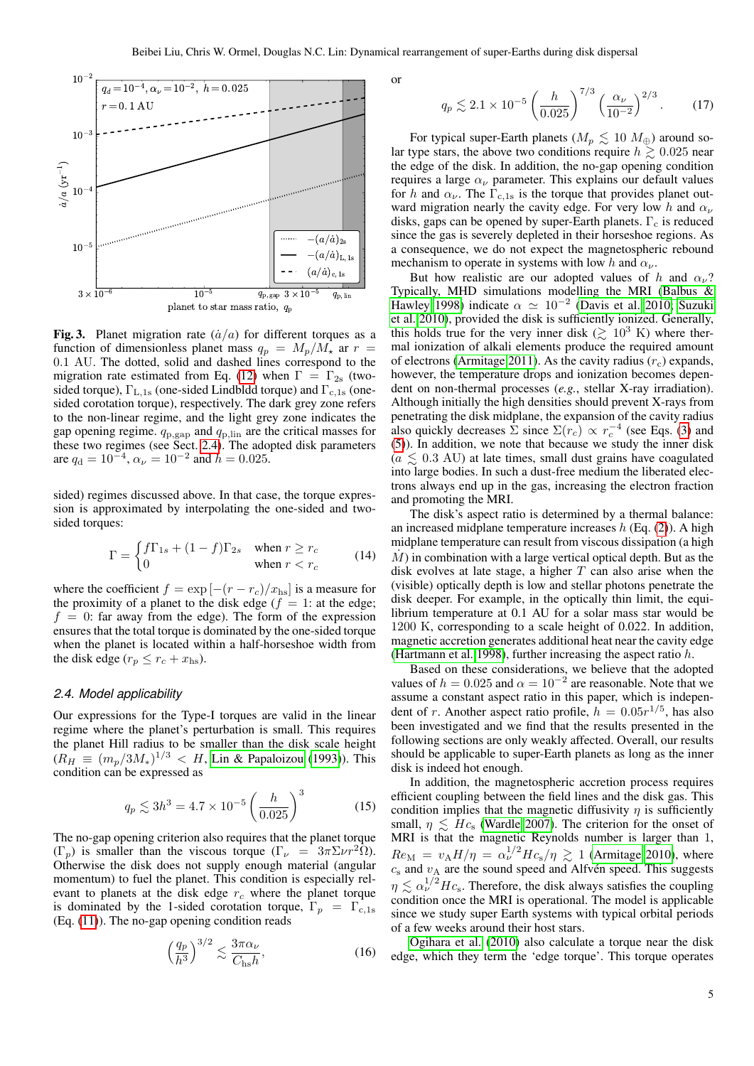**Fig. 3.** Planet migration rate ($\dot{a}/a$) for different torques as a function of dimensionless planet mass $q_p = M_p/M_\star$ ar $r = 0.1$ AU. The dotted, solid and dashed lines correspond to the migration rate estimated from Eq. (12) when $\Gamma = \Gamma_{2s}$ (two-sided torque), $\Gamma_{L,1s}$ (one-sided Lindbldd torque) and $\Gamma_{c,1s}$ (one-sided corotation torque), respectively. The dark grey zone refers to the non-linear regime, and the light grey zone indicates the gap opening regime. $q_{p,gap}$ and $q_{p,lin}$ are the critical masses for these two regimes (see Sect. 2.4). The adopted disk parameters are $q_d = 10^{-4}$, $\alpha_\nu = 10^{-2}$ and $h = 0.025$.

sided) regimes discussed above. In that case, the torque expression is approximated by interpolating the one-sided and two-sided torques:

$$\Gamma = \begin{cases} f\Gamma_{1s} + (1-f)\Gamma_{2s} & \text{when } r \geq r_c \\ 0 & \text{when } r < r_c \end{cases} \tag{14}$$

where the coefficient $f = \exp\left[-(r - r_c)/x_{hs}\right]$ is a measure for the proximity of a planet to the disk edge ($f = 1$: at the edge; $f = 0$: far away from the edge). The form of the expression ensures that the total torque is dominated by the one-sided torque when the planet is located within a half-horseshoe width from the disk edge ($r_p \leq r_c + x_{hs}$).

### 2.4. Model applicability

Our expressions for the Type-I torques are valid in the linear regime where the planet's perturbation is small. This requires the planet Hill radius to be smaller than the disk scale height ($R_H \equiv (m_p/3M_*)^{1/3} < H$, Lin & Papaloizou (1993)). This condition can be expressed as

$$q_p \lesssim 3h^3 = 4.7 \times 10^{-5} \left(\frac{h}{0.025}\right)^3 \tag{15}$$

The no-gap opening criterion also requires that the planet torque ($\Gamma_p$) is smaller than the viscous torque ($\Gamma_\nu = 3\pi\Sigma\nu r^2\Omega$). Otherwise the disk does not supply enough material (angular momentum) to fuel the planet. This condition is especially relevant to planets at the disk edge $r_c$ where the planet torque is dominated by the 1-sided corotation torque, $\Gamma_p = \Gamma_{c,1s}$ (Eq. (11)). The no-gap opening condition reads

$$\left(\frac{q_p}{h^3}\right)^{3/2} \lesssim \frac{3\pi\alpha_\nu}{C_{hs}h}, \tag{16}$$

or

$$q_p \lesssim 2.1 \times 10^{-5} \left(\frac{h}{0.025}\right)^{7/3} \left(\frac{\alpha_\nu}{10^{-2}}\right)^{2/3}. \tag{17}$$

For typical super-Earth planets ($M_p \lesssim 10\ M_\oplus$) around solar type stars, the above two conditions require $h \gtrsim 0.025$ near the edge of the disk. In addition, the no-gap opening condition requires a large $\alpha_\nu$ parameter. This explains our default values for $h$ and $\alpha_\nu$. The $\Gamma_{c,1s}$ is the torque that provides planet outward migration nearly the cavity edge. For very low $h$ and $\alpha_\nu$ disks, gaps can be opened by super-Earth planets. $\Gamma_c$ is reduced since the gas is severely depleted in their horseshoe regions. As a consequence, we do not expect the magnetospheric rebound mechanism to operate in systems with low $h$ and $\alpha_\nu$.

But how realistic are our adopted values of $h$ and $\alpha_\nu$? Typically, MHD simulations modelling the MRI (Balbus & Hawley 1998) indicate $\alpha \simeq 10^{-2}$ (Davis et al. 2010; Suzuki et al. 2010), provided the disk is sufficiently ionized. Generally, this holds true for the very inner disk ($\gtrsim 10^3$ K) where thermal ionization of alkali elements produce the required amount of electrons (Armitage 2011). As the cavity radius ($r_c$) expands, however, the temperature drops and ionization becomes dependent on non-thermal processes (*e.g.*, stellar X-ray irradiation). Although initially the high densities should prevent X-rays from penetrating the disk midplane, the expansion of the cavity radius also quickly decreases $\Sigma$ since $\Sigma(r_c) \propto r_c^{-4}$ (see Eqs. (3) and (5)). In addition, we note that because we study the inner disk ($a \lesssim 0.3$ AU) at late times, small dust grains have coagulated into large bodies. In such a dust-free medium the liberated electrons always end up in the gas, increasing the electron fraction and promoting the MRI.

The disk's aspect ratio is determined by a thermal balance: an increased midplane temperature increases $h$ (Eq. (2)). A high midplane temperature can result from viscous dissipation (a high $\dot{M}$) in combination with a large vertical optical depth. But as the disk evolves at late stage, a higher $T$ can also arise when the (visible) optically depth is low and stellar photons penetrate the disk deeper. For example, in the optically thin limit, the equilibrium temperature at 0.1 AU for a solar mass star would be 1200 K, corresponding to a scale height of 0.022. In addition, magnetic accretion generates additional heat near the cavity edge (Hartmann et al. 1998), further increasing the aspect ratio $h$.

Based on these considerations, we believe that the adopted values of $h = 0.025$ and $\alpha = 10^{-2}$ are reasonable. Note that we assume a constant aspect ratio in this paper, which is independent of $r$. Another aspect ratio profile, $h = 0.05r^{1/5}$, has also been investigated and we find that the results presented in the following sections are only weakly affected. Overall, our results should be applicable to super-Earth planets as long as the inner disk is indeed hot enough.

In addition, the magnetospheric accretion process requires efficient coupling between the field lines and the disk gas. This condition implies that the magnetic diffusivity $\eta$ is sufficiently small, $\eta \lesssim Hc_s$ (Wardle 2007). The criterion for the onset of MRI is that the magnetic Reynolds number is larger than 1, $Re_M = v_A H/\eta = \alpha_\nu^{1/2} Hc_s/\eta \gtrsim 1$ (Armitage 2010), where $c_s$ and $v_A$ are the sound speed and Alfvén speed. This suggests $\eta \lesssim \alpha_\nu^{1/2} Hc_s$. Therefore, the disk always satisfies the coupling condition once the MRI is operational. The model is applicable since we study super Earth systems with typical orbital periods of a few weeks around their host stars.

Ogihara et al. (2010) also calculate a torque near the disk edge, which they term the 'edge torque'. This torque operates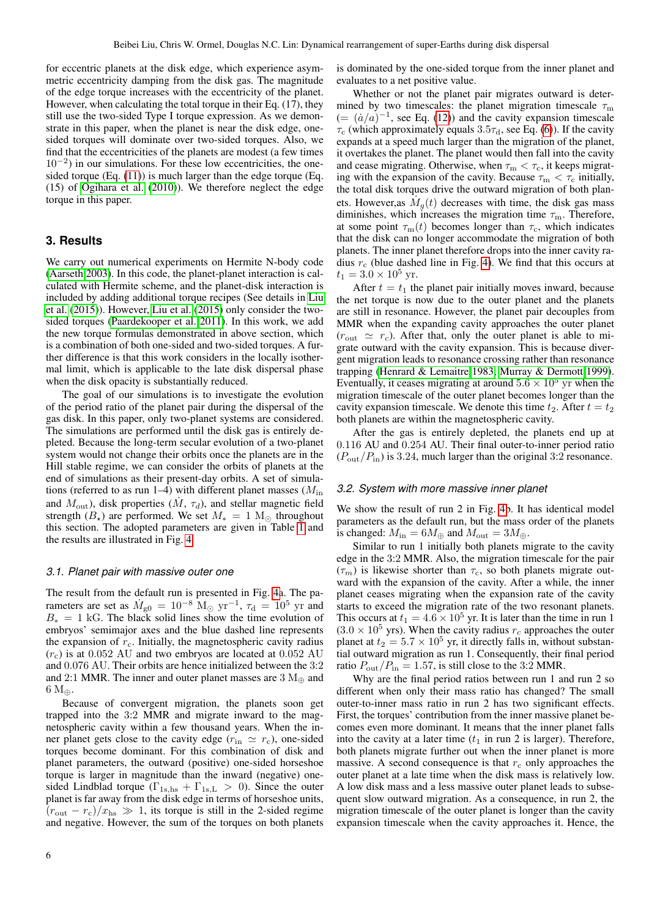for eccentric planets at the disk edge, which experience asymmetric eccentricity damping from the disk gas. The magnitude of the edge torque increases with the eccentricity of the planet. However, when calculating the total torque in their Eq. (17), they still use the two-sided Type I torque expression. As we demonstrate in this paper, when the planet is near the disk edge, one-sided torques will dominate over two-sided torques. Also, we find that the eccentricities of the planets are modest (a few times $10^{-2}$) in our simulations. For these low eccentricities, the one-sided torque (Eq. (11)) is much larger than the edge torque (Eq. (15) of Ogihara et al. (2010)). We therefore neglect the edge torque in this paper.

## 3. Results

We carry out numerical experiments on Hermite N-body code (Aarseth 2003). In this code, the planet-planet interaction is calculated with Hermite scheme, and the planet-disk interaction is included by adding additional torque recipes (See details in Liu et al. (2015)). However, Liu et al. (2015) only consider the two-sided torques (Paardekooper et al. 2011). In this work, we add the new torque formulas demonstrated in above section, which is a combination of both one-sided and two-sided torques. A further difference is that this work considers in the locally isothermal limit, which is applicable to the late disk dispersal phase when the disk opacity is substantially reduced.

The goal of our simulations is to investigate the evolution of the period ratio of the planet pair during the dispersal of the gas disk. In this paper, only two-planet systems are considered. The simulations are performed until the disk gas is entirely depleted. Because the long-term secular evolution of a two-planet system would not change their orbits once the planets are in the Hill stable regime, we can consider the orbits of planets at the end of simulations as their present-day orbits. A set of simulations (referred to as run 1–4) with different planet masses ($M_{\rm in}$ and $M_{\rm out}$), disk properties ($\dot{M}$, $\tau_d$), and stellar magnetic field strength ($B_\star$) are performed. We set $M_* = 1$ M$_\odot$ throughout this section. The adopted parameters are given in Table 1 and the results are illustrated in Fig. 4.

### 3.1. Planet pair with massive outer one

The result from the default run is presented in Fig. 4a. The parameters are set as $\dot{M}_{\rm g0} = 10^{-8}$ M$_\odot$ yr$^{-1}$, $\tau_{\rm d} = 10^5$ yr and $B_* = 1$ kG. The black solid lines show the time evolution of embryos' semimajor axes and the blue dashed line represents the expansion of $r_{\rm c}$. Initially, the magnetospheric cavity radius ($r_{\rm c}$) is at 0.052 AU and two embryos are located at 0.052 AU and 0.076 AU. Their orbits are hence initialized between the 3:2 and 2:1 MMR. The inner and outer planet masses are 3 M$_\oplus$ and 6 M$_\oplus$.

Because of convergent migration, the planets soon get trapped into the 3:2 MMR and migrate inward to the magnetospheric cavity within a few thousand years. When the inner planet gets close to the cavity edge ($r_{\rm in} \simeq r_{\rm c}$), one-sided torques become dominant. For this combination of disk and planet parameters, the outward (positive) one-sided horseshoe torque is larger in magnitude than the inward (negative) one-sided Lindblad torque ($\Gamma_{\rm 1s,hs} + \Gamma_{\rm 1s,L} > 0$). Since the outer planet is far away from the disk edge in terms of horseshoe units, $(r_{\rm out} - r_{\rm c})/x_{\rm hs} \gg 1$, its torque is still in the 2-sided regime and negative. However, the sum of the torques on both planets is dominated by the one-sided torque from the inner planet and evaluates to a net positive value.

Whether or not the planet pair migrates outward is determined by two timescales: the planet migration timescale $\tau_{\rm m}$ ($= (\dot{a}/a)^{-1}$, see Eq. (12)) and the cavity expansion timescale $\tau_{\rm c}$ (which approximately equals $3.5\tau_{\rm d}$, see Eq. (6)). If the cavity expands at a speed much larger than the migration of the planet, it overtakes the planet. The planet would then fall into the cavity and cease migrating. Otherwise, when $\tau_{\rm m} < \tau_{\rm c}$, it keeps migrating with the expansion of the cavity. Because $\tau_{\rm m} < \tau_{\rm c}$ initially, the total disk torques drive the outward migration of both planets. However,as $\dot{M}_g(t)$ decreases with time, the disk gas mass diminishes, which increases the migration time $\tau_{\rm m}$. Therefore, at some point $\tau_{\rm m}(t)$ becomes longer than $\tau_{\rm c}$, which indicates that the disk can no longer accommodate the migration of both planets. The inner planet therefore drops into the inner cavity radius $r_c$ (blue dashed line in Fig. 4). We find that this occurs at $t_1 = 3.0 \times 10^5$ yr.

After $t = t_1$ the planet pair initially moves inward, because the net torque is now due to the outer planet and the planets are still in resonance. However, the planet pair decouples from MMR when the expanding cavity approaches the outer planet ($r_{\rm out} \simeq r_c$). After that, only the outer planet is able to migrate outward with the cavity expansion. This is because divergent migration leads to resonance crossing rather than resonance trapping (Henrard & Lemaitre 1983; Murray & Dermott 1999). Eventually, it ceases migrating at around $5.6 \times 10^5$ yr when the migration timescale of the outer planet becomes longer than the cavity expansion timescale. We denote this time $t_2$. After $t = t_2$ both planets are within the magnetospheric cavity.

After the gas is entirely depleted, the planets end up at 0.116 AU and 0.254 AU. Their final outer-to-inner period ratio ($P_{\rm out}/P_{\rm in}$) is 3.24, much larger than the original 3:2 resonance.

### 3.2. System with more massive inner planet

We show the result of run 2 in Fig. 4b. It has identical model parameters as the default run, but the mass order of the planets is changed: $M_{\rm in} = 6M_\oplus$ and $M_{\rm out} = 3M_\oplus$.

Similar to run 1 initially both planets migrate to the cavity edge in the 3:2 MMR. Also, the migration timescale for the pair ($\tau_m$) is likewise shorter than $\tau_{\rm c}$, so both planets migrate outward with the expansion of the cavity. After a while, the inner planet ceases migrating when the expansion rate of the cavity starts to exceed the migration rate of the two resonant planets. This occurs at $t_1 = 4.6 \times 10^5$ yr. It is later than the time in run 1 ($3.0 \times 10^5$ yrs). When the cavity radius $r_c$ approaches the outer planet at $t_2 = 5.7 \times 10^5$ yr, it directly falls in, without substantial outward migration as run 1. Consequently, their final period ratio $P_{\rm out}/P_{\rm in} = 1.57$, is still close to the 3:2 MMR.

Why are the final period ratios between run 1 and run 2 so different when only their mass ratio has changed? The small outer-to-inner mass ratio in run 2 has two significant effects. First, the torques' contribution from the inner massive planet becomes even more dominant. It means that the inner planet falls into the cavity at a later time ($t_1$ in run 2 is larger). Therefore, both planets migrate further out when the inner planet is more massive. A second consequence is that $r_c$ only approaches the outer planet at a late time when the disk mass is relatively low. A low disk mass and a less massive outer planet leads to subsequent slow outward migration. As a consequence, in run 2, the migration timescale of the outer planet is longer than the cavity expansion timescale when the cavity approaches it. Hence, the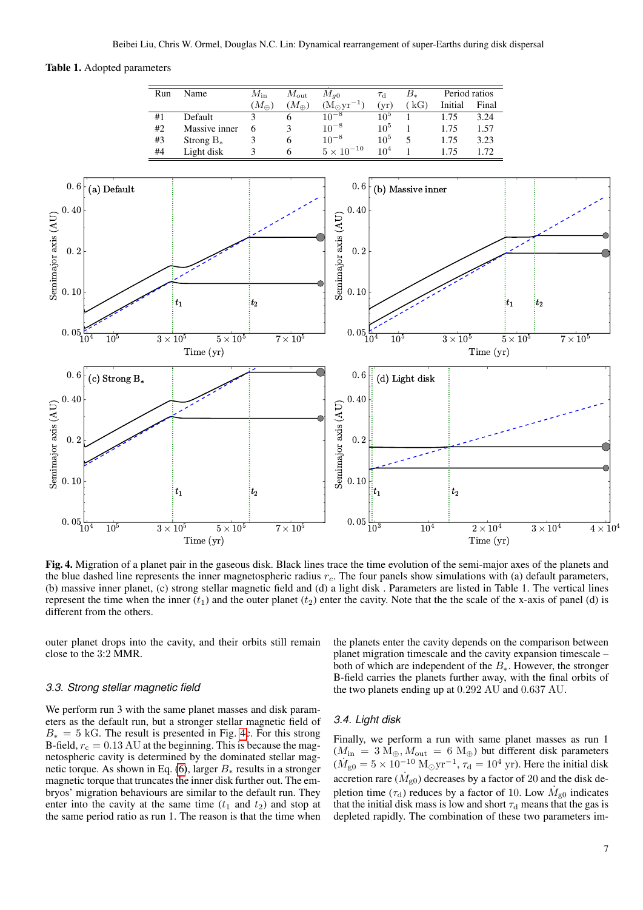**Table 1.** Adopted parameters

| Run | Name | $M_{\rm in}$ ($M_\oplus$) | $M_{\rm out}$ ($M_\oplus$) | $\dot{M}_{g0}$ ($M_\odot {\rm yr}^{-1}$) | $\tau_{\rm d}$ (yr) | $B_*$ (kG) | Period ratios Initial | Final |
|---|---|---|---|---|---|---|---|---|
| #1 | Default | 3 | 6 | $10^{-8}$ | $10^5$ | 1 | 1.75 | 3.24 |
| #2 | Massive inner | 6 | 3 | $10^{-8}$ | $10^5$ | 1 | 1.75 | 1.57 |
| #3 | Strong B$_*$ | 3 | 6 | $10^{-8}$ | $10^5$ | 5 | 1.75 | 3.23 |
| #4 | Light disk | 3 | 6 | $5 \times 10^{-10}$ | $10^4$ | 1 | 1.75 | 1.72 |

**Fig. 4.** Migration of a planet pair in the gaseous disk. Black lines trace the time evolution of the semi-major axes of the planets and the blue dashed line represents the inner magnetospheric radius $r_c$. The four panels show simulations with (a) default parameters, (b) massive inner planet, (c) strong stellar magnetic field and (d) a light disk . Parameters are listed in Table 1. The vertical lines represent the time when the inner ($t_1$) and the outer planet ($t_2$) enter the cavity. Note that the the scale of the x-axis of panel (d) is different from the others.

outer planet drops into the cavity, and their orbits still remain close to the 3:2 MMR.

### 3.3. Strong stellar magnetic field

We perform run 3 with the same planet masses and disk parameters as the default run, but a stronger stellar magnetic field of $B_* = 5$ kG. The result is presented in Fig. 4c. For this strong B-field, $r_c = 0.13$ AU at the beginning. This is because the magnetospheric cavity is determined by the dominated stellar magnetic torque. As shown in Eq. (6), larger $B_*$ results in a stronger magnetic torque that truncates the inner disk further out. The embryos' migration behaviours are similar to the default run. They enter into the cavity at the same time ($t_1$ and $t_2$) and stop at the same period ratio as run 1. The reason is that the time when the planets enter the cavity depends on the comparison between planet migration timescale and the cavity expansion timescale – both of which are independent of the $B_*$. However, the stronger B-field carries the planets further away, with the final orbits of the two planets ending up at 0.292 AU and 0.637 AU.

### 3.4. Light disk

Finally, we perform a run with same planet masses as run 1 ($M_{\rm in} = 3\ {\rm M}_\oplus, M_{\rm out} = 6\ {\rm M}_\oplus$) but different disk parameters ($\dot{M}_{\rm g0} = 5 \times 10^{-10}\ {\rm M}_\odot {\rm yr}^{-1}$, $\tau_{\rm d} = 10^4$ yr). Here the initial disk accretion rare ($\dot{M}_{\rm g0}$) decreases by a factor of 20 and the disk depletion time ($\tau_{\rm d}$) reduces by a factor of 10. Low $\dot{M}_{\rm g0}$ indicates that the initial disk mass is low and short $\tau_{\rm d}$ means that the gas is depleted rapidly. The combination of these two parameters im-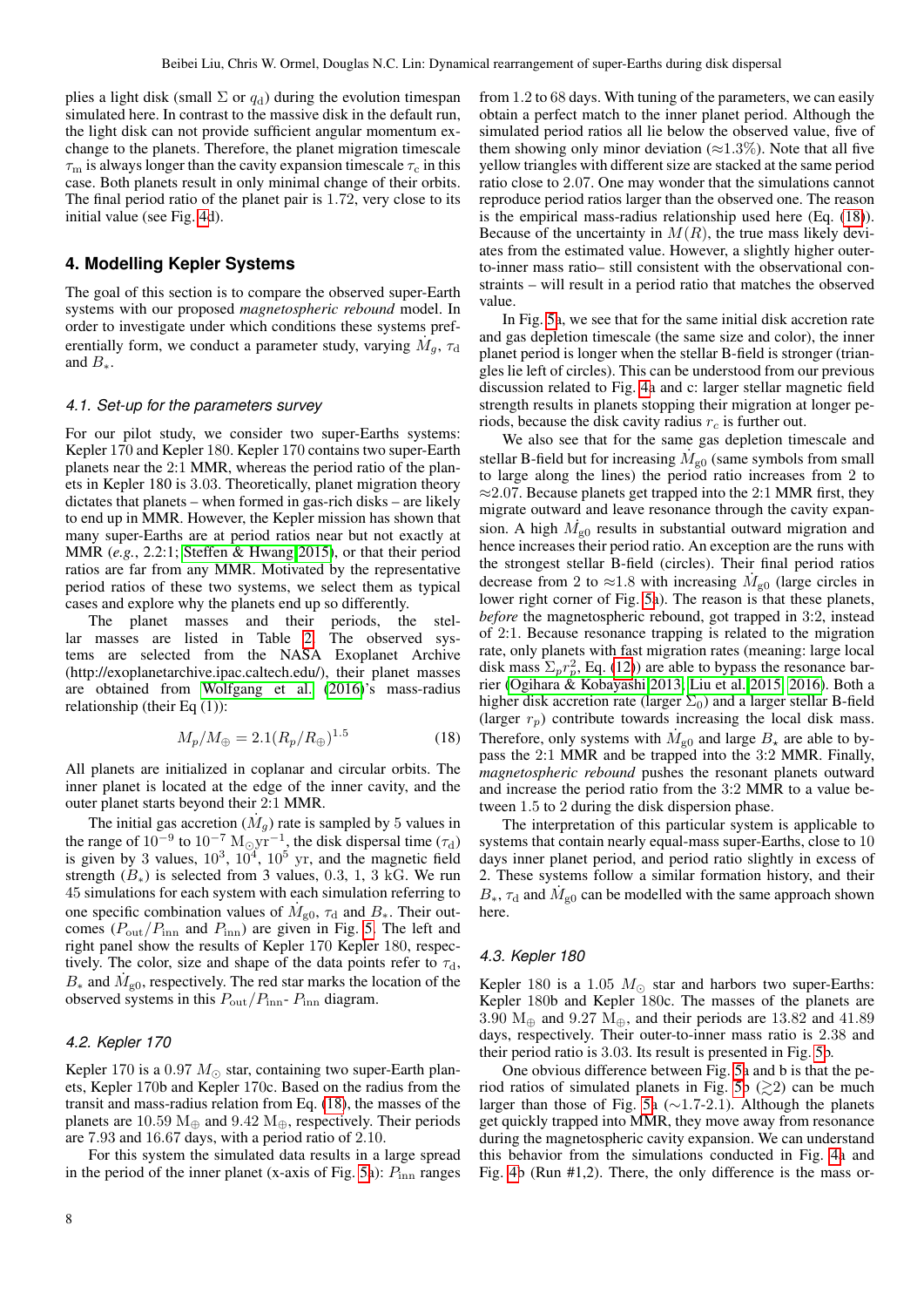plies a light disk (small $\Sigma$ or $q_{\rm d}$) during the evolution timespan simulated here. In contrast to the massive disk in the default run, the light disk can not provide sufficient angular momentum exchange to the planets. Therefore, the planet migration timescale $\tau_{\rm m}$ is always longer than the cavity expansion timescale $\tau_{\rm c}$ in this case. Both planets result in only minimal change of their orbits. The final period ratio of the planet pair is 1.72, very close to its initial value (see Fig. 4d).

## 4. Modelling Kepler Systems

The goal of this section is to compare the observed super-Earth systems with our proposed *magnetospheric rebound* model. In order to investigate under which conditions these systems preferentially form, we conduct a parameter study, varying $\dot{M}_g$, $\tau_{\rm d}$ and $B_*$.

### 4.1. Set-up for the parameters survey

For our pilot study, we consider two super-Earths systems: Kepler 170 and Kepler 180. Kepler 170 contains two super-Earth planets near the 2:1 MMR, whereas the period ratio of the planets in Kepler 180 is 3.03. Theoretically, planet migration theory dictates that planets – when formed in gas-rich disks – are likely to end up in MMR. However, the Kepler mission has shown that many super-Earths are at period ratios near but not exactly at MMR (*e.g.*, 2.2:1; Steffen & Hwang 2015), or that their period ratios are far from any MMR. Motivated by the representative period ratios of these two systems, we select them as typical cases and explore why the planets end up so differently.

The planet masses and their periods, the stellar masses are listed in Table 2. The observed systems are selected from the NASA Exoplanet Archive (http://exoplanetarchive.ipac.caltech.edu/), their planet masses are obtained from Wolfgang et al. (2016)'s mass-radius relationship (their Eq (1)):

$$M_p/M_\oplus = 2.1(R_p/R_\oplus)^{1.5} \tag{18}$$

All planets are initialized in coplanar and circular orbits. The inner planet is located at the edge of the inner cavity, and the outer planet starts beyond their 2:1 MMR.

The initial gas accretion ($\dot{M}_g$) rate is sampled by 5 values in the range of $10^{-9}$ to $10^{-7}$ $\rm M_\odot yr^{-1}$, the disk dispersal time ($\tau_{\rm d}$) is given by 3 values, $10^3$, $10^4$, $10^5$ yr, and the magnetic field strength ($B_*$) is selected from 3 values, 0.3, 1, 3 kG. We run 45 simulations for each system with each simulation referring to one specific combination values of $\dot{M}_{\rm g0}$, $\tau_{\rm d}$ and $B_*$. Their outcomes ($P_{\rm out}/P_{\rm inn}$ and $P_{\rm inn}$) are given in Fig. 5. The left and right panel show the results of Kepler 170 Kepler 180, respectively. The color, size and shape of the data points refer to $\tau_{\rm d}$, $B_*$ and $\dot{M}_{\rm g0}$, respectively. The red star marks the location of the observed systems in this $P_{\rm out}/P_{\rm inn}$- $P_{\rm inn}$ diagram.

### 4.2. Kepler 170

Kepler 170 is a 0.97 $M_\odot$ star, containing two super-Earth planets, Kepler 170b and Kepler 170c. Based on the radius from the transit and mass-radius relation from Eq. (18), the masses of the planets are 10.59 $\rm M_\oplus$ and 9.42 $\rm M_\oplus$, respectively. Their periods are 7.93 and 16.67 days, with a period ratio of 2.10.

For this system the simulated data results in a large spread in the period of the inner planet (x-axis of Fig. 5a): $P_{\rm inn}$ ranges from 1.2 to 68 days. With tuning of the parameters, we can easily obtain a perfect match to the inner planet period. Although the simulated period ratios all lie below the observed value, five of them showing only minor deviation ($\approx$1.3%). Note that all five yellow triangles with different size are stacked at the same period ratio close to 2.07. One may wonder that the simulations cannot reproduce period ratios larger than the observed one. The reason is the empirical mass-radius relationship used here (Eq. (18)). Because of the uncertainty in $M(R)$, the true mass likely deviates from the estimated value. However, a slightly higher outer-to-inner mass ratio– still consistent with the observational constraints – will result in a period ratio that matches the observed value.

In Fig. 5a, we see that for the same initial disk accretion rate and gas depletion timescale (the same size and color), the inner planet period is longer when the stellar B-field is stronger (triangles lie left of circles). This can be understood from our previous discussion related to Fig. 4a and c: larger stellar magnetic field strength results in planets stopping their migration at longer periods, because the disk cavity radius $r_c$ is further out.

We also see that for the same gas depletion timescale and stellar B-field but for increasing $\dot{M}_{\rm g0}$ (same symbols from small to large along the lines) the period ratio increases from 2 to $\approx$2.07. Because planets get trapped into the 2:1 MMR first, they migrate outward and leave resonance through the cavity expansion. A high $\dot{M}_{\rm g0}$ results in substantial outward migration and hence increases their period ratio. An exception are the runs with the strongest stellar B-field (circles). Their final period ratios decrease from 2 to $\approx$1.8 with increasing $\dot{M}_{\rm g0}$ (large circles in lower right corner of Fig. 5a). The reason is that these planets, *before* the magnetospheric rebound, got trapped in 3:2, instead of 2:1. Because resonance trapping is related to the migration rate, only planets with fast migration rates (meaning: large local disk mass $\Sigma_p r_p^2$, Eq. (12)) are able to bypass the resonance barrier (Ogihara & Kobayashi 2013; Liu et al. 2015, 2016). Both a higher disk accretion rate (larger $\Sigma_0$) and a larger stellar B-field (larger $r_p$) contribute towards increasing the local disk mass. Therefore, only systems with $\dot{M}_{\rm g0}$ and large $B_*$ are able to bypass the 2:1 MMR and be trapped into the 3:2 MMR. Finally, *magnetospheric rebound* pushes the resonant planets outward and increase the period ratio from the 3:2 MMR to a value between 1.5 to 2 during the disk dispersion phase.

The interpretation of this particular system is applicable to systems that contain nearly equal-mass super-Earths, close to 10 days inner planet period, and period ratio slightly in excess of 2. These systems follow a similar formation history, and their $B_*$, $\tau_{\rm d}$ and $\dot{M}_{\rm g0}$ can be modelled with the same approach shown here.

### 4.3. Kepler 180

Kepler 180 is a 1.05 $M_\odot$ star and harbors two super-Earths: Kepler 180b and Kepler 180c. The masses of the planets are 3.90 $\rm M_\oplus$ and 9.27 $\rm M_\oplus$, and their periods are 13.82 and 41.89 days, respectively. Their outer-to-inner mass ratio is 2.38 and their period ratio is 3.03. Its result is presented in Fig. 5b.

One obvious difference between Fig. 5a and b is that the period ratios of simulated planets in Fig. 5b ($\gtrsim$2) can be much larger than those of Fig. 5a ($\sim$1.7-2.1). Although the planets get quickly trapped into MMR, they move away from resonance during the magnetospheric cavity expansion. We can understand this behavior from the simulations conducted in Fig. 4a and Fig. 4b (Run #1,2). There, the only difference is the mass or-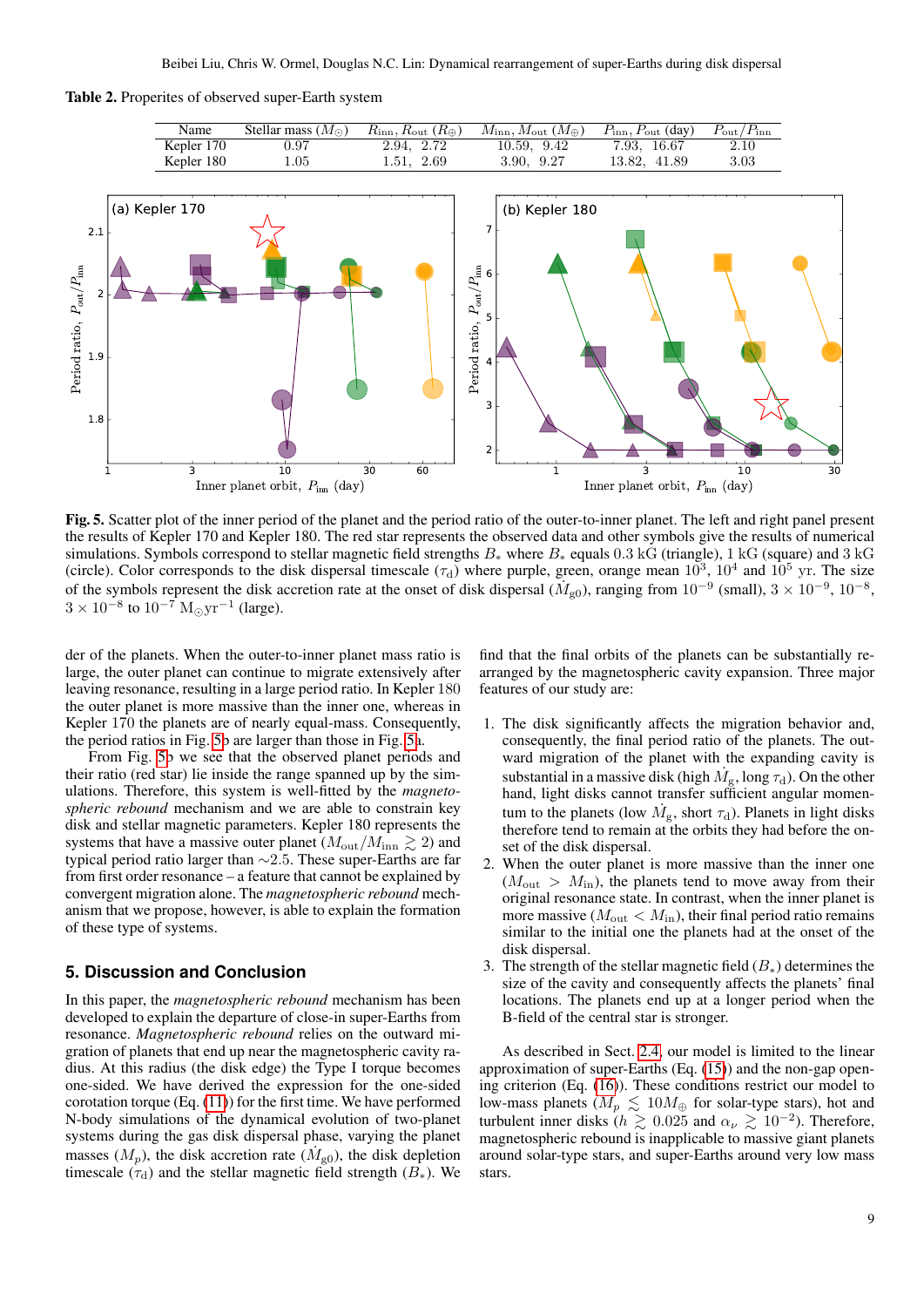**Table 2.** Properites of observed super-Earth system

| Name | Stellar mass ($M_\odot$) | $R_{\rm inn}$, $R_{\rm out}$ ($R_\oplus$) | $M_{\rm inn}$, $M_{\rm out}$ ($M_\oplus$) | $P_{\rm inn}$, $P_{\rm out}$ (day) | $P_{\rm out}/P_{\rm inn}$ |
|---|---|---|---|---|---|
| Kepler 170 | 0.97 | 2.94, 2.72 | 10.59, 9.42 | 7.93, 16.67 | 2.10 |
| Kepler 180 | 1.05 | 1.51, 2.69 | 3.90, 9.27 | 13.82, 41.89 | 3.03 |

**Fig. 5.** Scatter plot of the inner period of the planet and the period ratio of the outer-to-inner planet. The left and right panel present the results of Kepler 170 and Kepler 180. The red star represents the observed data and other symbols give the results of numerical simulations. Symbols correspond to stellar magnetic field strengths $B_*$ where $B_*$ equals 0.3 kG (triangle), 1 kG (square) and 3 kG (circle). Color corresponds to the disk dispersal timescale ($\tau_{\rm d}$) where purple, green, orange mean $10^3$, $10^4$ and $10^5$ yr. The size of the symbols represent the disk accretion rate at the onset of disk dispersal ($\dot{M}_{\rm g0}$), ranging from $10^{-9}$ (small), $3\times10^{-9}$, $10^{-8}$, $3\times10^{-8}$ to $10^{-7}$ $\rm M_\odot yr^{-1}$ (large).

der of the planets. When the outer-to-inner planet mass ratio is large, the outer planet can continue to migrate extensively after leaving resonance, resulting in a large period ratio. In Kepler 180 the outer planet is more massive than the inner one, whereas in Kepler 170 the planets are of nearly equal-mass. Consequently, the period ratios in Fig. 5b are larger than those in Fig. 5a.

From Fig. 5b we see that the observed planet periods and their ratio (red star) lie inside the range spanned up by the simulations. Therefore, this system is well-fitted by the *magnetospheric rebound* mechanism and we are able to constrain key disk and stellar magnetic parameters. Kepler 180 represents the systems that have a massive outer planet ($M_{\rm out}/M_{\rm inn} \gtrsim 2$) and typical period ratio larger than $\sim$2.5. These super-Earths are far from first order resonance – a feature that cannot be explained by convergent migration alone. The *magnetospheric rebound* mechanism that we propose, however, is able to explain the formation of these type of systems.

## 5. Discussion and Conclusion

In this paper, the *magnetospheric rebound* mechanism has been developed to explain the departure of close-in super-Earths from resonance. *Magnetospheric rebound* relies on the outward migration of planets that end up near the magnetospheric cavity radius. At this radius (the disk edge) the Type I torque becomes one-sided. We have derived the expression for the one-sided corotation torque (Eq. (11)) for the first time. We have performed N-body simulations of the dynamical evolution of two-planet systems during the gas disk dispersal phase, varying the planet masses ($M_p$), the disk accretion rate ($\dot{M}_{\rm g0}$), the disk depletion timescale ($\tau_{\rm d}$) and the stellar magnetic field strength ($B_*$). We find that the final orbits of the planets can be substantially rearranged by the magnetospheric cavity expansion. Three major features of our study are:

1. The disk significantly affects the migration behavior and, consequently, the final period ratio of the planets. The outward migration of the planet with the expanding cavity is substantial in a massive disk (high $\dot{M}_{\rm g}$, long $\tau_{\rm d}$). On the other hand, light disks cannot transfer sufficient angular momentum to the planets (low $\dot{M}_{\rm g}$, short $\tau_{\rm d}$). Planets in light disks therefore tend to remain at the orbits they had before the onset of the disk dispersal.
2. When the outer planet is more massive than the inner one ($M_{\rm out} > M_{\rm in}$), the planets tend to move away from their original resonance state. In contrast, when the inner planet is more massive ($M_{\rm out} < M_{\rm in}$), their final period ratio remains similar to the initial one the planets had at the onset of the disk dispersal.
3. The strength of the stellar magnetic field ($B_*$) determines the size of the cavity and consequently affects the planets' final locations. The planets end up at a longer period when the B-field of the central star is stronger.

As described in Sect. 2.4, our model is limited to the linear approximation of super-Earths (Eq. (15)) and the non-gap opening criterion (Eq. (16)). These conditions restrict our model to low-mass planets ($M_p \lesssim 10 M_\oplus$ for solar-type stars), hot and turbulent inner disks ($h \gtrsim 0.025$ and $\alpha_\nu \gtrsim 10^{-2}$). Therefore, magnetospheric rebound is inapplicable to massive giant planets around solar-type stars, and super-Earths around very low mass stars.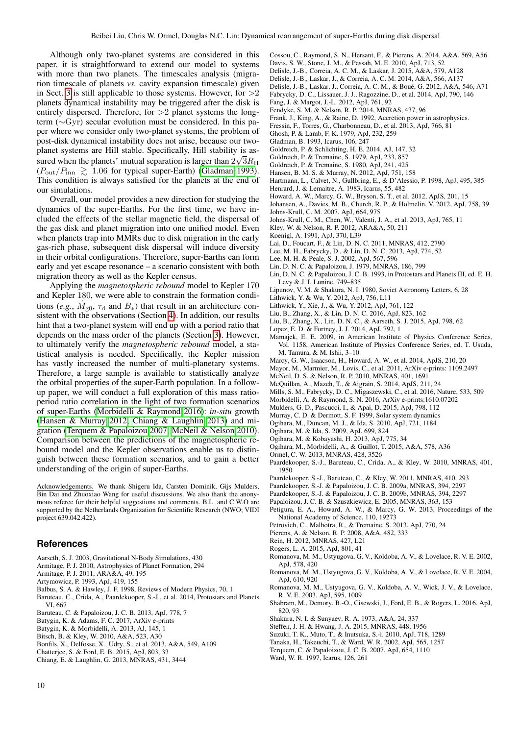Although only two-planet systems are considered in this paper, it is straightforward to extend our model to systems with more than two planets. The timescales analysis (migration timescale of planets *vs.* cavity expansion timescale) given in Sect. 3 is still applicable to those systems. However, for $>2$ planets dynamical instability may be triggered after the disk is entirely dispersed. Therefore, for $>2$ planet systems the long-term ($\sim$Gyr) secular evolution must be considered. In this paper where we consider only two-planet systems, the problem of post-disk dynamical instability does not arise, because our two-planet systems are Hill stable. Specifically, Hill stability is assured when the planets' mutual separation is larger than $2\sqrt{3}R_{\rm H}$ ($P_{\rm out}/P_{\rm inn} \gtrsim 1.06$ for typical super-Earth) (Gladman 1993). This condition is always satisfied for the planets at the end of our simulations.

Overall, our model provides a new direction for studying the dynamics of the super-Earths. For the first time, we have included the effects of the stellar magnetic field, the dispersal of the gas disk and planet migration into one unified model. Even when planets trap into MMRs due to disk migration in the early gas-rich phase, subsequent disk dispersal will induce diversity in their orbital configurations. Therefore, super-Earths can form early and yet escape resonance – a scenario consistent with both migration theory as well as the Kepler census.

Applying the *magnetospheric rebound* model to Kepler 170 and Kepler 180, we were able to constrain the formation conditions (*e.g.*, $\dot{M}_{\rm g0}$, $\tau_{\rm d}$ and $B_*$) that result in an architecture consistent with the observations (Section 4). In addition, our results hint that a two-planet system will end up with a period ratio that depends on the mass order of the planets (Section 3). However, to ultimately verify the *magnetospheric rebound* model, a statistical analysis is needed. Specifically, the Kepler mission has vastly increased the number of multi-planetary systems. Therefore, a large sample is available to statistically analyze the orbital properties of the super-Earth population. In a follow-up paper, we will conduct a full exploration of this mass ratio-period ratio correlation in the light of two formation scenarios of super-Earths (Morbidelli & Raymond 2016): *in-situ* growth (Hansen & Murray 2012; Chiang & Laughlin 2013) and migration (Terquem & Papaloizou 2007; McNeil & Nelson 2010). Comparison between the predictions of the magnetospheric rebound model and the Kepler observations enable us to distinguish between these formation scenarios, and to gain a better understanding of the origin of super-Earths.

Acknowledgements. We thank Shigeru Ida, Carsten Dominik, Gijs Mulders, Bin Dai and Zhuoxiao Wang for useful discussions. We also thank the anonymous referee for their helpful suggestions and comments. B.L. and C.W.O are supported by the Netherlands Organization for Scientific Research (NWO; VIDI project 639.042.422).

## References

- Aarseth, S. J. 2003, Gravitational N-Body Simulations, 430
- Armitage, P. J. 2010, Astrophysics of Planet Formation, 294
- Armitage, P. J. 2011, ARA&A, 49, 195
- Artymowicz, P. 1993, ApJ, 419, 155
- Balbus, S. A. & Hawley, J. F. 1998, Reviews of Modern Physics, 70, 1
- Baruteau, C., Crida, A., Paardekooper, S.-J., et al. 2014, Protostars and Planets VI, 667
- Baruteau, C. & Papaloizou, J. C. B. 2013, ApJ, 778, 7
- Batygin, K. & Adams, F. C. 2017, ArXiv e-prints
- Batygin, K. & Morbidelli, A. 2013, AJ, 145, 1
- Bitsch, B. & Kley, W. 2010, A&A, 523, A30
- Bonfils, X., Delfosse, X., Udry, S., et al. 2013, A&A, 549, A109
- Chatterjee, S. & Ford, E. B. 2015, ApJ, 803, 33
- Chiang, E. & Laughlin, G. 2013, MNRAS, 431, 3444
- Cossou, C., Raymond, S. N., Hersant, F., & Pierens, A. 2014, A&A, 569, A56
- Davis, S. W., Stone, J. M., & Pessah, M. E. 2010, ApJ, 713, 52
- Delisle, J.-B., Correia, A. C. M., & Laskar, J. 2015, A&A, 579, A128
- Delisle, J.-B., Laskar, J., & Correia, A. C. M. 2014, A&A, 566, A137
- Delisle, J.-B., Laskar, J., Correia, A. C. M., & Boué, G. 2012, A&A, 546, A71
- Fabrycky, D. C., Lissauer, J. J., Ragozzine, D., et al. 2014, ApJ, 790, 146
- Fang, J. & Margot, J.-L. 2012, ApJ, 761, 92
- Fendyke, S. M. & Nelson, R. P. 2014, MNRAS, 437, 96
- Frank, J., King, A., & Raine, D. 1992, Accretion power in astrophysics.
- Fressin, F., Torres, G., Charbonneau, D., et al. 2013, ApJ, 766, 81
- Ghosh, P. & Lamb, F. K. 1979, ApJ, 232, 259
- Gladman, B. 1993, Icarus, 106, 247
- Goldreich, P. & Schlichting, H. E. 2014, AJ, 147, 32
- Goldreich, P. & Tremaine, S. 1979, ApJ, 233, 857
- Goldreich, P. & Tremaine, S. 1980, ApJ, 241, 425
- Hansen, B. M. S. & Murray, N. 2012, ApJ, 751, 158
- Hartmann, L., Calvet, N., Gullbring, E., & D'Alessio, P. 1998, ApJ, 495, 385
- Henrard, J. & Lemaitre, A. 1983, Icarus, 55, 482
- Howard, A. W., Marcy, G. W., Bryson, S. T., et al. 2012, ApJS, 201, 15
- Johansen, A., Davies, M. B., Church, R. P., & Holmelin, V. 2012, ApJ, 758, 39
- Johns-Krull, C. M. 2007, ApJ, 664, 975
- Johns-Krull, C. M., Chen, W., Valenti, J. A., et al. 2013, ApJ, 765, 11
- Kley, W. & Nelson, R. P. 2012, ARA&A, 50, 211
- Koenigl, A. 1991, ApJ, 370, L39
- Lai, D., Foucart, F., & Lin, D. N. C. 2011, MNRAS, 412, 2790
- Lee, M. H., Fabrycky, D., & Lin, D. N. C. 2013, ApJ, 774, 52
- Lee, M. H. & Peale, S. J. 2002, ApJ, 567, 596
- Lin, D. N. C. & Papaloizou, J. 1979, MNRAS, 186, 799
- Lin, D. N. C. & Papaloizou, J. C. B. 1993, in Protostars and Planets III, ed. E. H. Levy & J. I. Lunine, 749–835
- Lipunov, V. M. & Shakura, N. I. 1980, Soviet Astronomy Letters, 6, 28
- Lithwick, Y. & Wu, Y. 2012, ApJ, 756, L11
- Lithwick, Y., Xie, J., & Wu, Y. 2012, ApJ, 761, 122
- Liu, B., Zhang, X., & Lin, D. N. C. 2016, ApJ, 823, 162
- Liu, B., Zhang, X., Lin, D. N. C., & Aarseth, S. J. 2015, ApJ, 798, 62
- Lopez, E. D. & Fortney, J. J. 2014, ApJ, 792, 1
- Mamajek, E. E. 2009, in American Institute of Physics Conference Series, Vol. 1158, American Institute of Physics Conference Series, ed. T. Usuda, M. Tamura, & M. Ishii, 3–10
- Marcy, G. W., Isaacson, H., Howard, A. W., et al. 2014, ApJS, 210, 20
- Mayor, M., Marmier, M., Lovis, C., et al. 2011, ArXiv e-prints: 1109.2497
- McNeil, D. S. & Nelson, R. P. 2010, MNRAS, 401, 1691
- McQuillan, A., Mazeh, T., & Aigrain, S. 2014, ApJS, 211, 24
- Mills, S. M., Fabrycky, D. C., Migaszewski, C., et al. 2016, Nature, 533, 509
- Morbidelli, A. & Raymond, S. N. 2016, ArXiv e-prints:1610.07202
- Mulders, G. D., Pascucci, I., & Apai, D. 2015, ApJ, 798, 112
- Murray, C. D. & Dermott, S. F. 1999, Solar system dynamics
- Ogihara, M., Duncan, M. J., & Ida, S. 2010, ApJ, 721, 1184
- Ogihara, M. & Ida, S. 2009, ApJ, 699, 824
- Ogihara, M. & Kobayashi, H. 2013, ApJ, 775, 34
- Ogihara, M., Morbidelli, A., & Guillot, T. 2015, A&A, 578, A36
- Ormel, C. W. 2013, MNRAS, 428, 3526
- Paardekooper, S.-J., Baruteau, C., Crida, A., & Kley, W. 2010, MNRAS, 401, 1950
- Paardekooper, S.-J., Baruteau, C., & Kley, W. 2011, MNRAS, 410, 293
- Paardekooper, S.-J. & Papaloizou, J. C. B. 2009a, MNRAS, 394, 2297
- Paardekooper, S.-J. & Papaloizou, J. C. B. 2009b, MNRAS, 394, 2297
- Papaloizou, J. C. B. & Szuszkiewicz, E. 2005, MNRAS, 363, 153
- Petigura, E. A., Howard, A. W., & Marcy, G. W. 2013, Proceedings of the National Academy of Science, 110, 19273
- Petrovich, C., Malhotra, R., & Tremaine, S. 2013, ApJ, 770, 24
- Pierens, A. & Nelson, R. P. 2008, A&A, 482, 333
- Rein, H. 2012, MNRAS, 427, L21
- Rogers, L. A. 2015, ApJ, 801, 41
- Romanova, M. M., Ustyugova, G. V., Koldoba, A. V., & Lovelace, R. V. E. 2002, ApJ, 578, 420
- Romanova, M. M., Ustyugova, G. V., Koldoba, A. V., & Lovelace, R. V. E. 2004, ApJ, 610, 920
- Romanova, M. M., Ustyugova, G. V., Koldoba, A. V., Wick, J. V., & Lovelace, R. V. E. 2003, ApJ, 595, 1009
- Shabram, M., Demory, B.-O., Cisewski, J., Ford, E. B., & Rogers, L. 2016, ApJ, 820, 93
- Shakura, N. I. & Sunyaev, R. A. 1973, A&A, 24, 337
- Steffen, J. H. & Hwang, J. A. 2015, MNRAS, 448, 1956
- Suzuki, T. K., Muto, T., & Inutsuka, S.-i. 2010, ApJ, 718, 1289
- Tanaka, H., Takeuchi, T., & Ward, W. R. 2002, ApJ, 565, 1257
- Terquem, C. & Papaloizou, J. C. B. 2007, ApJ, 654, 1110
- Ward, W. R. 1997, Icarus, 126, 261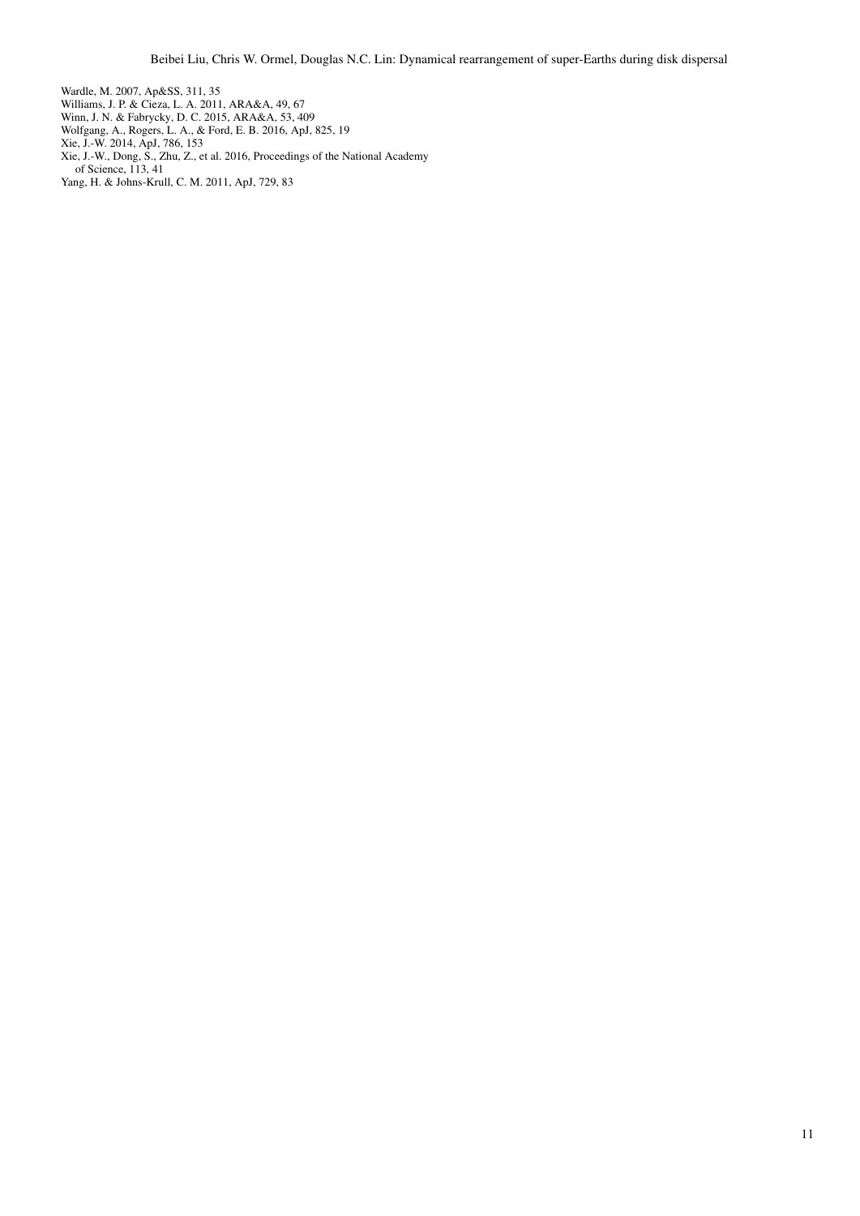Wardle, M. 2007, Ap&SS, 311, 35
Williams, J. P. & Cieza, L. A. 2011, ARA&A, 49, 67
Winn, J. N. & Fabrycky, D. C. 2015, ARA&A, 53, 409
Wolfgang, A., Rogers, L. A., & Ford, E. B. 2016, ApJ, 825, 19
Xie, J.-W. 2014, ApJ, 786, 153
Xie, J.-W., Dong, S., Zhu, Z., et al. 2016, Proceedings of the National Academy of Science, 113, 41
Yang, H. & Johns-Krull, C. M. 2011, ApJ, 729, 83